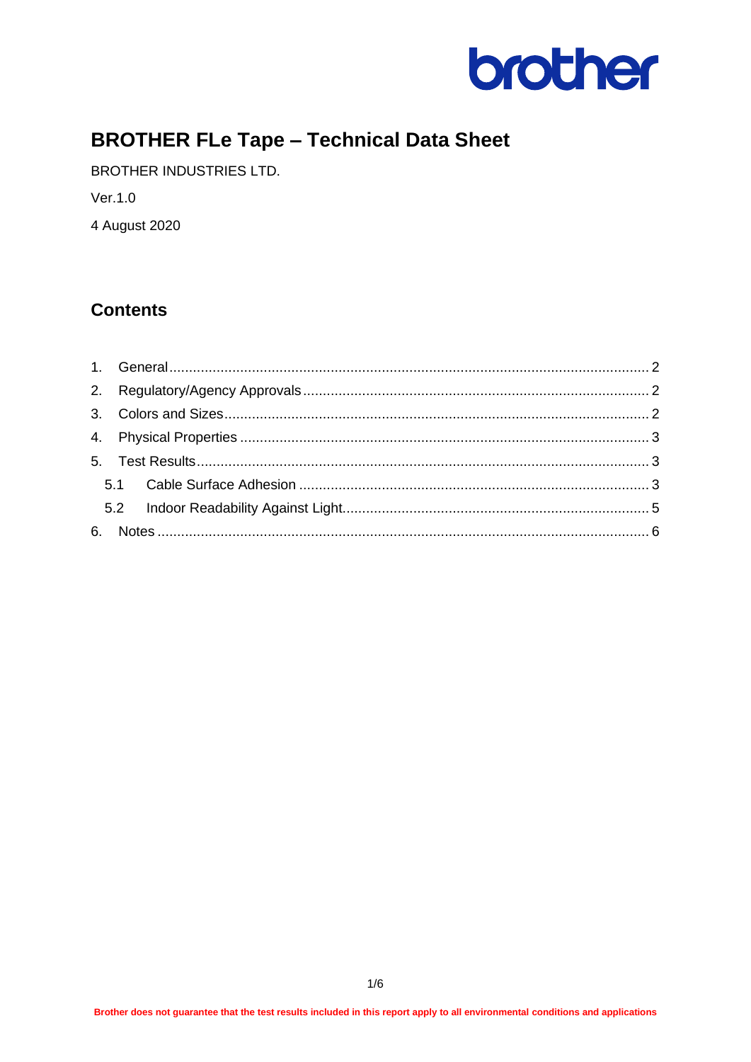# BROTHER FLe Tape – Technical Data Sheet

BROTHER INDUSTRIES LTD.

Ver.1.0

4 August 2020

## Contents

1. General ........................................................ 2
2. Regulatory/Agency Approvals ........................................................ 2
3. Colors and Sizes ........................................................ 2
4. Physical Properties ........................................................ 3
5. Test Results ........................................................ 3
   - 5.1 Cable Surface Adhesion ........................................................ 3
   - 5.2 Indoor Readability Against Light ........................................................ 5
6. Notes ........................................................ 6

**Brother does not guarantee that the test results included in this report apply to all environmental conditions and applications**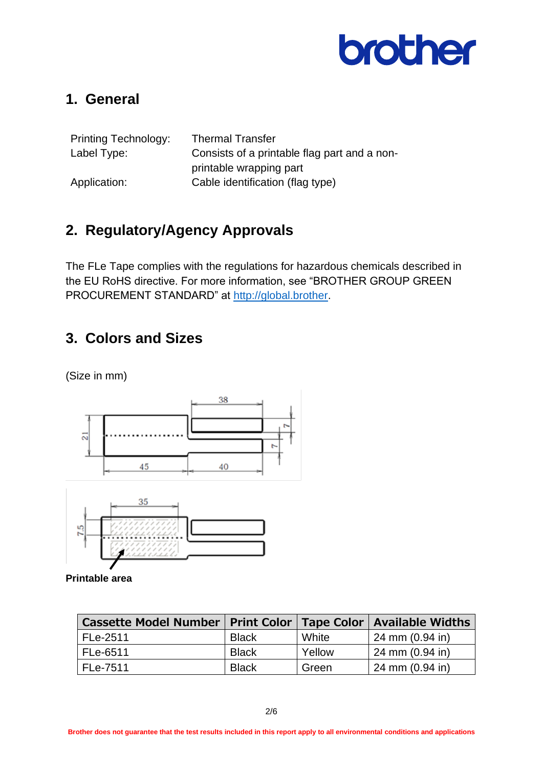## 1. General

| | |
|---|---|
| Printing Technology: | Thermal Transfer |
| Label Type: | Consists of a printable flag part and a non-printable wrapping part |
| Application: | Cable identification (flag type) |

## 2. Regulatory/Agency Approvals

The FLe Tape complies with the regulations for hazardous chemicals described in the EU RoHS directive. For more information, see "BROTHER GROUP GREEN PROCUREMENT STANDARD" at http://global.brother.

## 3. Colors and Sizes

(Size in mm)

**Printable area**

| Cassette Model Number | Print Color | Tape Color | Available Widths |
|---|---|---|---|
| FLe-2511 | Black | White | 24 mm (0.94 in) |
| FLe-6511 | Black | Yellow | 24 mm (0.94 in) |
| FLe-7511 | Black | Green | 24 mm (0.94 in) |

**Brother does not guarantee that the test results included in this report apply to all environmental conditions and applications**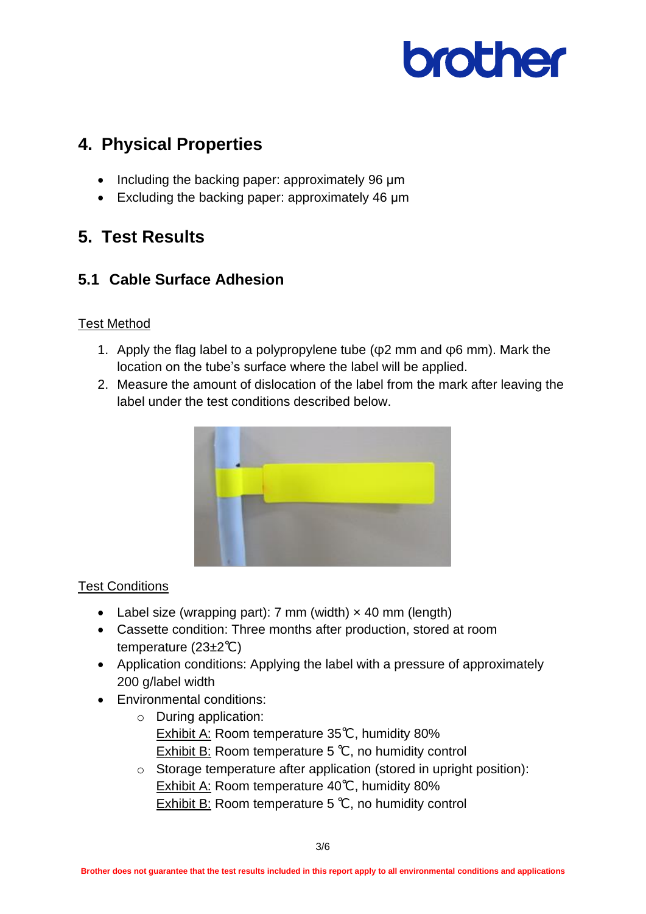## 4. Physical Properties

- Including the backing paper: approximately 96 μm
- Excluding the backing paper: approximately 46 μm

## 5. Test Results

### 5.1 Cable Surface Adhesion

Test Method

1. Apply the flag label to a polypropylene tube (φ2 mm and φ6 mm). Mark the location on the tube's surface where the label will be applied.
2. Measure the amount of dislocation of the label from the mark after leaving the label under the test conditions described below.

Test Conditions

- Label size (wrapping part): 7 mm (width) × 40 mm (length)
- Cassette condition: Three months after production, stored at room temperature (23±2℃)
- Application conditions: Applying the label with a pressure of approximately 200 g/label width
- Environmental conditions:
  - During application:
    Exhibit A: Room temperature 35℃, humidity 80%
    Exhibit B: Room temperature 5 ℃, no humidity control
  - Storage temperature after application (stored in upright position):
    Exhibit A: Room temperature 40℃, humidity 80%
    Exhibit B: Room temperature 5 ℃, no humidity control

**Brother does not guarantee that the test results included in this report apply to all environmental conditions and applications**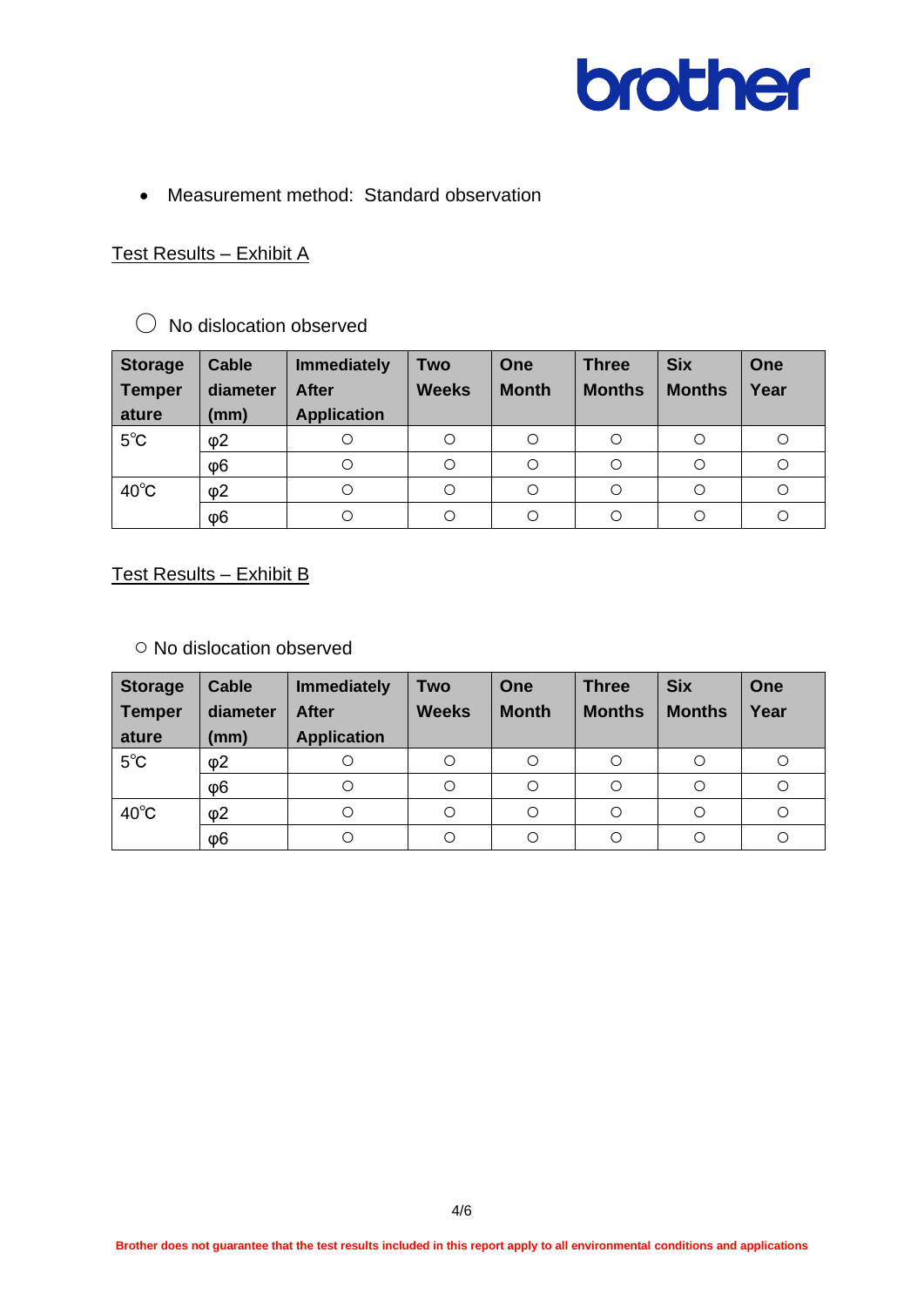- Measurement method: Standard observation

Test Results – Exhibit A

◯ No dislocation observed

| Storage Temperature | Cable diameter (mm) | Immediately After Application | Two Weeks | One Month | Three Months | Six Months | One Year |
|---|---|---|---|---|---|---|---|
| 5℃ | φ2 | ○ | ○ | ○ | ○ | ○ | ○ |
| | φ6 | ○ | ○ | ○ | ○ | ○ | ○ |
| 40℃ | φ2 | ○ | ○ | ○ | ○ | ○ | ○ |
| | φ6 | ○ | ○ | ○ | ○ | ○ | ○ |

Test Results – Exhibit B

○ No dislocation observed

| Storage Temperature | Cable diameter (mm) | Immediately After Application | Two Weeks | One Month | Three Months | Six Months | One Year |
|---|---|---|---|---|---|---|---|
| 5℃ | φ2 | ○ | ○ | ○ | ○ | ○ | ○ |
| | φ6 | ○ | ○ | ○ | ○ | ○ | ○ |
| 40℃ | φ2 | ○ | ○ | ○ | ○ | ○ | ○ |
| | φ6 | ○ | ○ | ○ | ○ | ○ | ○ |

**Brother does not guarantee that the test results included in this report apply to all environmental conditions and applications**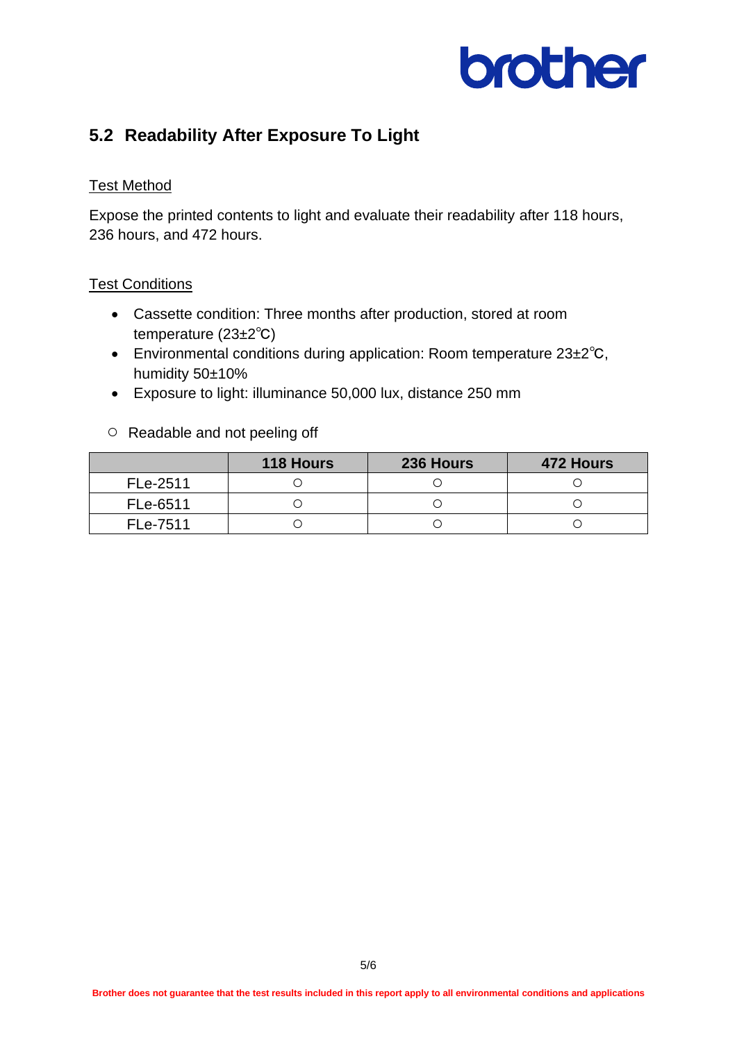## 5.2 Readability After Exposure To Light

Test Method

Expose the printed contents to light and evaluate their readability after 118 hours, 236 hours, and 472 hours.

Test Conditions

- Cassette condition: Three months after production, stored at room temperature (23±2℃)
- Environmental conditions during application: Room temperature 23±2℃, humidity 50±10%
- Exposure to light: illuminance 50,000 lux, distance 250 mm

○ Readable and not peeling off

| | 118 Hours | 236 Hours | 472 Hours |
|---|---|---|---|
| FLe-2511 | ○ | ○ | ○ |
| FLe-6511 | ○ | ○ | ○ |
| FLe-7511 | ○ | ○ | ○ |

Brother does not guarantee that the test results included in this report apply to all environmental conditions and applications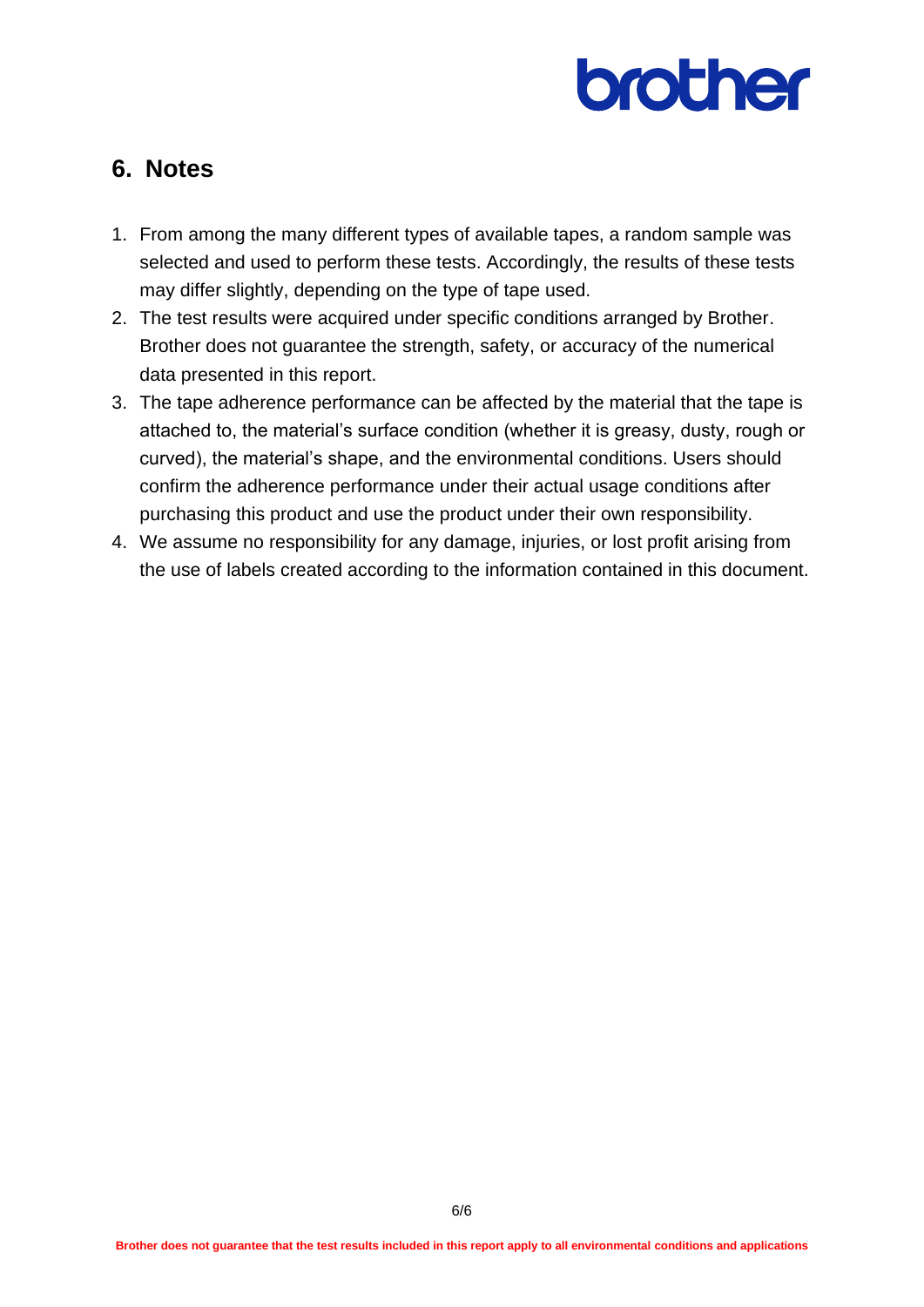## 6. Notes

1. From among the many different types of available tapes, a random sample was selected and used to perform these tests. Accordingly, the results of these tests may differ slightly, depending on the type of tape used.
2. The test results were acquired under specific conditions arranged by Brother. Brother does not guarantee the strength, safety, or accuracy of the numerical data presented in this report.
3. The tape adherence performance can be affected by the material that the tape is attached to, the material's surface condition (whether it is greasy, dusty, rough or curved), the material's shape, and the environmental conditions. Users should confirm the adherence performance under their actual usage conditions after purchasing this product and use the product under their own responsibility.
4. We assume no responsibility for any damage, injuries, or lost profit arising from the use of labels created according to the information contained in this document.